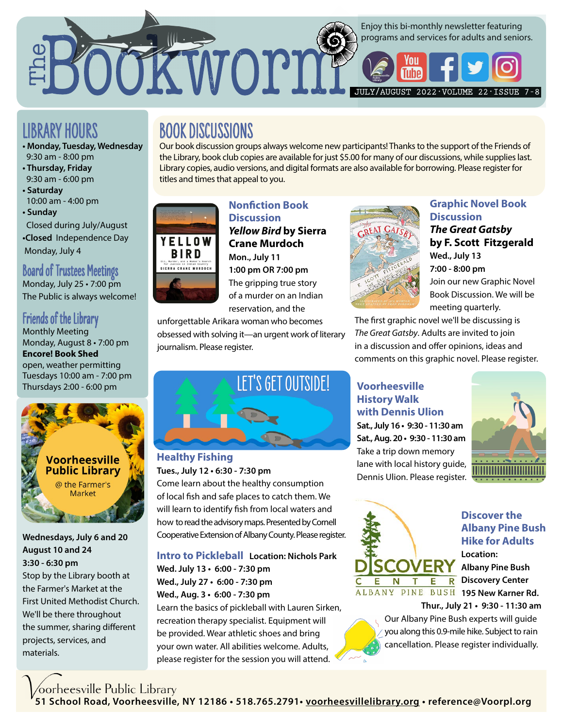# The Bookworm

Enjoy this bi-monthly newsletter featuring programs and services for adults and seniors.

JULY/AUGUST 2022 · VOLUME 22 · ISSUE 7-8

## LIBRARY HOURS

- **Monday, Tuesday, Wednesday** 9:30 am - 8:00 pm
- **Thursday, Friday** 9:30 am - 6:00 pm
- **Saturday** 10:00 am - 4:00 pm
- **Sunday** Closed during July/August
- **Closed** Independence Day Monday, July 4

## Board of Trustees Meetings

Monday, July 25 • 7:00 pm
The Public is always welcome!

## Friends of the Library

Monthly Meeting
Monday, August 8 • 7:00 pm

**Encore! Book Shed**
open, weather permitting
Tuesdays 10:00 am - 7:00 pm
Thursdays 2:00 - 6:00 pm

## Voorheesville Public Library @ the Farmer's Market

**Wednesdays, July 6 and 20**
**August 10 and 24**
**3:30 - 6:30 pm**

Stop by the Library booth at the Farmer's Market at the First United Methodist Church. We'll be there throughout the summer, sharing different projects, services, and materials.

## BOOK DISCUSSIONS

Our book discussion groups always welcome new participants! Thanks to the support of the Friends of the Library, book club copies are available for just $5.00 for many of our discussions, while supplies last. Library copies, audio versions, and digital formats are also available for borrowing. Please register for titles and times that appeal to you.

### Nonfiction Book Discussion

***Yellow Bird* by Sierra Crane Murdoch**
**Mon., July 11**
**1:00 pm OR 7:00 pm**

The gripping true story of a murder on an Indian reservation, and the unforgettable Arikara woman who becomes obsessed with solving it—an urgent work of literary journalism. Please register.

### Graphic Novel Book Discussion

***The Great Gatsby* by F. Scott Fitzgerald**
**Wed., July 13**
**7:00 - 8:00 pm**

Join our new Graphic Novel Book Discussion. We will be meeting quarterly. The first graphic novel we'll be discussing is *The Great Gatsby*. Adults are invited to join in a discussion and offer opinions, ideas and comments on this graphic novel. Please register.

## LET'S GET OUTSIDE!

### Healthy Fishing

**Tues., July 12 • 6:30 - 7:30 pm**

Come learn about the healthy consumption of local fish and safe places to catch them. We will learn to identify fish from local waters and how to read the advisory maps. Presented by Cornell Cooperative Extension of Albany County. Please register.

### Voorheesville History Walk with Dennis Ulion

**Sat., July 16 • 9:30 - 11:30 am**
**Sat., Aug. 20 • 9:30 - 11:30 am**

Take a trip down memory lane with local history guide, Dennis Ulion. Please register.

### Intro to Pickleball

**Location: Nichols Park**

**Wed. July 13 • 6:00 - 7:30 pm**
**Wed., July 27 • 6:00 - 7:30 pm**
**Wed., Aug. 3 • 6:00 - 7:30 pm**

Learn the basics of pickleball with Lauren Sirken, recreation therapy specialist. Equipment will be provided. Wear athletic shoes and bring your own water. All abilities welcome. Adults, please register for the session you will attend.

### Discover the Albany Pine Bush Hike for Adults

**Location: Albany Pine Bush Discovery Center 195 New Karner Rd.**
**Thur., July 21 • 9:30 - 11:30 am**

Our Albany Pine Bush experts will guide you along this 0.9-mile hike. Subject to rain cancellation. Please register individually.

Voorheesville Public Library
**51 School Road, Voorheesville, NY 12186 • 518.765.2791 • voorheesvillelibrary.org • reference@Voorpl.org**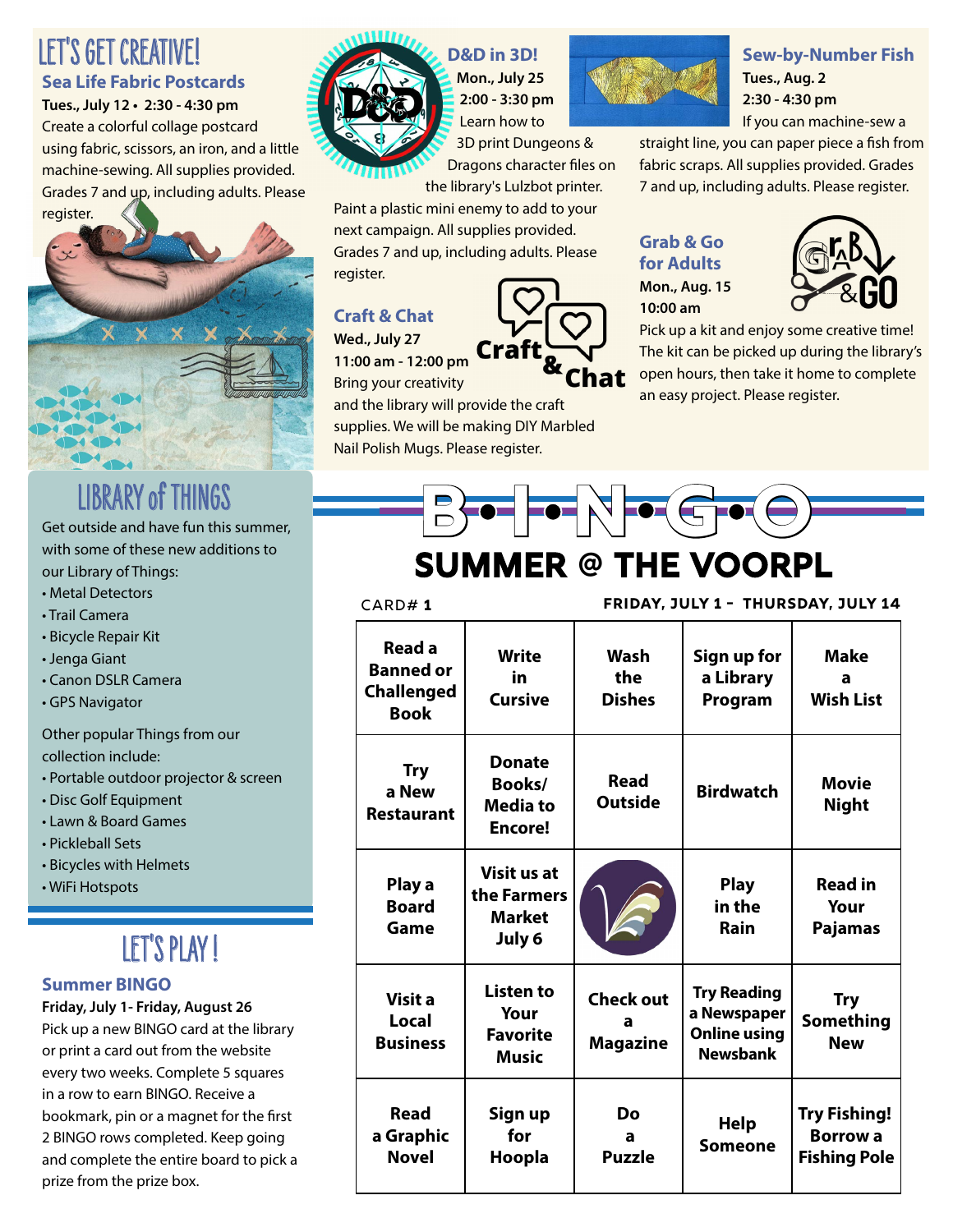# LET'S GET CREATIVE!

## Sea Life Fabric Postcards

**Tues., July 12 • 2:30 - 4:30 pm**

Create a colorful collage postcard using fabric, scissors, an iron, and a little machine-sewing. All supplies provided. Grades 7 and up, including adults. Please register.

## D&D in 3D!

**Mon., July 25**
**2:00 - 3:30 pm**

Learn how to 3D print Dungeons & Dragons character files on the library's Lulzbot printer. Paint a plastic mini enemy to add to your next campaign. All supplies provided. Grades 7 and up, including adults. Please register.

## Sew-by-Number Fish

**Tues., Aug. 2**
**2:30 - 4:30 pm**

If you can machine-sew a straight line, you can paper piece a fish from fabric scraps. All supplies provided. Grades 7 and up, including adults. Please register.

## Craft & Chat

**Wed., July 27**
**11:00 am - 12:00 pm**

Bring your creativity and the library will provide the craft supplies. We will be making DIY Marbled Nail Polish Mugs. Please register.

## Grab & Go for Adults

**Mon., Aug. 15**
**10:00 am**

Pick up a kit and enjoy some creative time! The kit can be picked up during the library's open hours, then take it home to complete an easy project. Please register.

# LIBRARY of THINGS

Get outside and have fun this summer, with some of these new additions to our Library of Things:

- Metal Detectors
- Trail Camera
- Bicycle Repair Kit
- Jenga Giant
- Canon DSLR Camera
- GPS Navigator

Other popular Things from our collection include:

- Portable outdoor projector & screen
- Disc Golf Equipment
- Lawn & Board Games
- Pickleball Sets
- Bicycles with Helmets
- WiFi Hotspots

# LET'S PLAY!

## Summer BINGO

**Friday, July 1- Friday, August 26**

Pick up a new BINGO card at the library or print a card out from the website every two weeks. Complete 5 squares in a row to earn BINGO. Receive a bookmark, pin or a magnet for the first 2 BINGO rows completed. Keep going and complete the entire board to pick a prize from the prize box.

# B•I•N•G•O

## SUMMER @ THE VOORPL

CARD# **1** — **FRIDAY, JULY 1 - THURSDAY, JULY 14**

| | | | | |
|---|---|---|---|---|
| **Read a Banned or Challenged Book** | **Write in Cursive** | **Wash the Dishes** | **Sign up for a Library Program** | **Make a Wish List** |
| **Try a New Restaurant** | **Donate Books/ Media to Encore!** | **Read Outside** | **Birdwatch** | **Movie Night** |
| **Play a Board Game** | **Visit us at the Farmers Market July 6** | | **Play in the Rain** | **Read in Your Pajamas** |
| **Visit a Local Business** | **Listen to Your Favorite Music** | **Check out a Magazine** | **Try Reading a Newspaper Online using Newsbank** | **Try Something New** |
| **Read a Graphic Novel** | **Sign up for Hoopla** | **Do a Puzzle** | **Help Someone** | **Try Fishing! Borrow a Fishing Pole** |